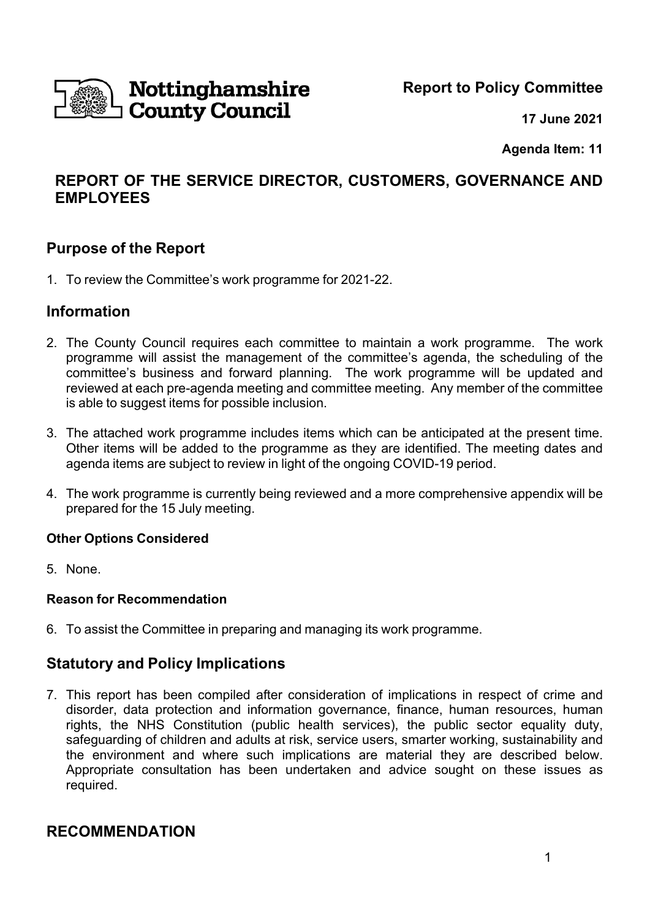Nottinghamshire County Council

**Report to Policy Committee**

**17 June 2021**

**Agenda Item: 11**

## REPORT OF THE SERVICE DIRECTOR, CUSTOMERS, GOVERNANCE AND EMPLOYEES

## Purpose of the Report

1. To review the Committee's work programme for 2021-22.

## Information

2. The County Council requires each committee to maintain a work programme. The work programme will assist the management of the committee's agenda, the scheduling of the committee's business and forward planning. The work programme will be updated and reviewed at each pre-agenda meeting and committee meeting. Any member of the committee is able to suggest items for possible inclusion.

3. The attached work programme includes items which can be anticipated at the present time. Other items will be added to the programme as they are identified. The meeting dates and agenda items are subject to review in light of the ongoing COVID-19 period.

4. The work programme is currently being reviewed and a more comprehensive appendix will be prepared for the 15 July meeting.

### Other Options Considered

5. None.

### Reason for Recommendation

6. To assist the Committee in preparing and managing its work programme.

## Statutory and Policy Implications

7. This report has been compiled after consideration of implications in respect of crime and disorder, data protection and information governance, finance, human resources, human rights, the NHS Constitution (public health services), the public sector equality duty, safeguarding of children and adults at risk, service users, smarter working, sustainability and the environment and where such implications are material they are described below. Appropriate consultation has been undertaken and advice sought on these issues as required.

## RECOMMENDATION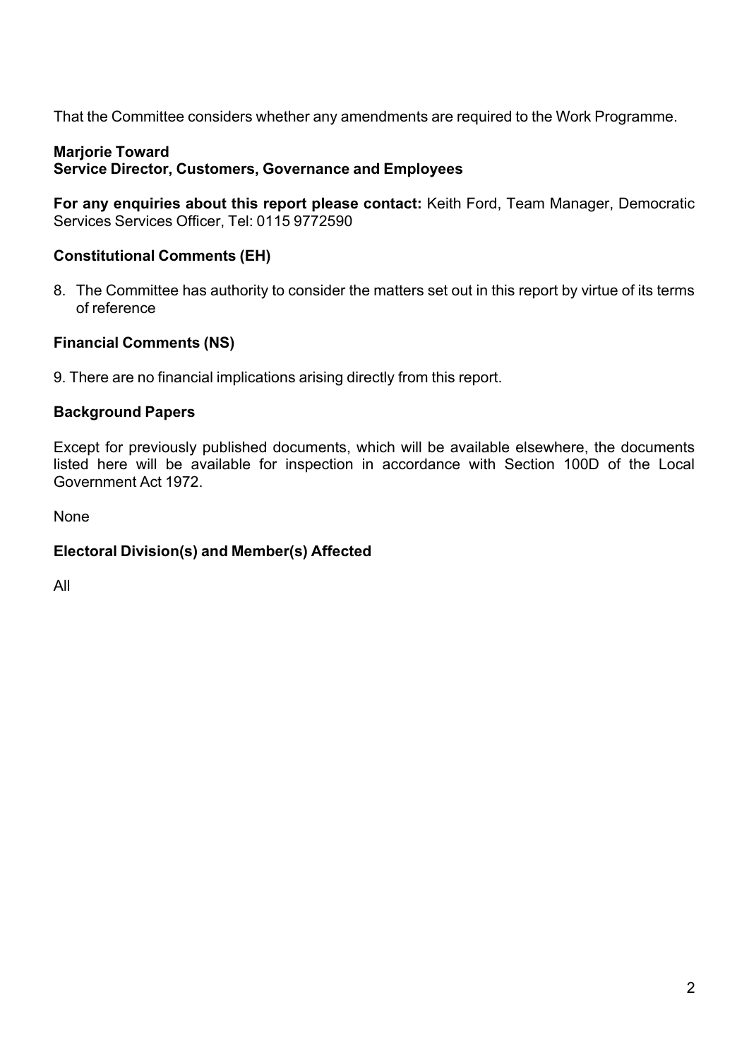That the Committee considers whether any amendments are required to the Work Programme.

**Marjorie Toward**
**Service Director, Customers, Governance and Employees**

**For any enquiries about this report please contact:** Keith Ford, Team Manager, Democratic Services Services Officer, Tel: 0115 9772590

**Constitutional Comments (EH)**

8. The Committee has authority to consider the matters set out in this report by virtue of its terms of reference

**Financial Comments (NS)**

9. There are no financial implications arising directly from this report.

**Background Papers**

Except for previously published documents, which will be available elsewhere, the documents listed here will be available for inspection in accordance with Section 100D of the Local Government Act 1972.

None

**Electoral Division(s) and Member(s) Affected**

All